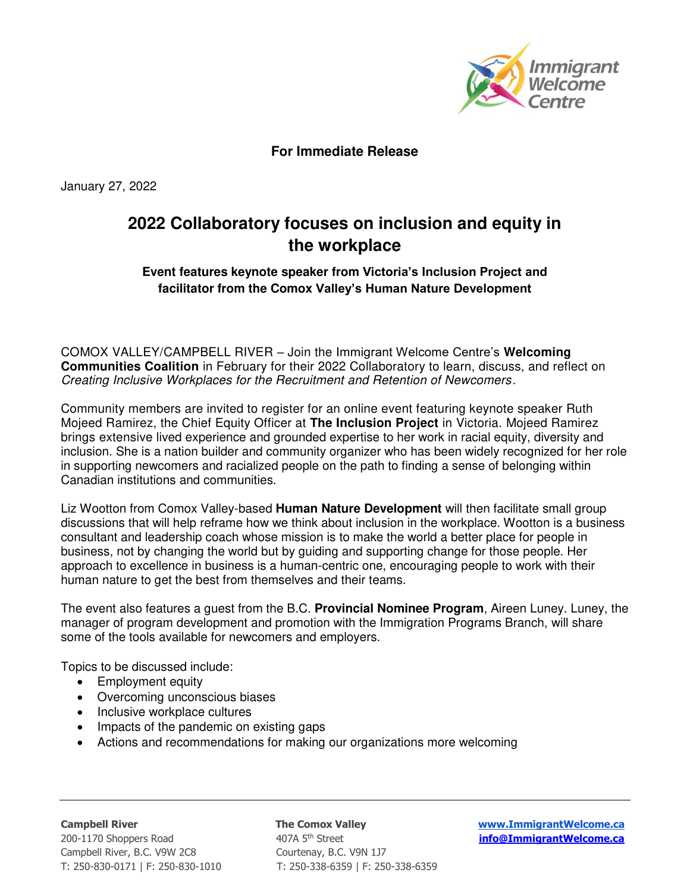Immigrant Welcome Centre

**For Immediate Release**

January 27, 2022

# 2022 Collaboratory focuses on inclusion and equity in the workplace

### Event features keynote speaker from Victoria's Inclusion Project and facilitator from the Comox Valley's Human Nature Development

COMOX VALLEY/CAMPBELL RIVER – Join the Immigrant Welcome Centre's **Welcoming Communities Coalition** in February for their 2022 Collaboratory to learn, discuss, and reflect on *Creating Inclusive Workplaces for the Recruitment and Retention of Newcomers*.

Community members are invited to register for an online event featuring keynote speaker Ruth Mojeed Ramirez, the Chief Equity Officer at **The Inclusion Project** in Victoria. Mojeed Ramirez brings extensive lived experience and grounded expertise to her work in racial equity, diversity and inclusion. She is a nation builder and community organizer who has been widely recognized for her role in supporting newcomers and racialized people on the path to finding a sense of belonging within Canadian institutions and communities.

Liz Wootton from Comox Valley-based **Human Nature Development** will then facilitate small group discussions that will help reframe how we think about inclusion in the workplace. Wootton is a business consultant and leadership coach whose mission is to make the world a better place for people in business, not by changing the world but by guiding and supporting change for those people. Her approach to excellence in business is a human-centric one, encouraging people to work with their human nature to get the best from themselves and their teams.

The event also features a guest from the B.C. **Provincial Nominee Program**, Aireen Luney. Luney, the manager of program development and promotion with the Immigration Programs Branch, will share some of the tools available for newcomers and employers.

Topics to be discussed include:

- Employment equity
- Overcoming unconscious biases
- Inclusive workplace cultures
- Impacts of the pandemic on existing gaps
- Actions and recommendations for making our organizations more welcoming

---

**Campbell River**
200-1170 Shoppers Road
Campbell River, B.C. V9W 2C8
T: 250-830-0171 | F: 250-830-1010

**The Comox Valley**
407A 5th Street
Courtenay, B.C. V9N 1J7
T: 250-338-6359 | F: 250-338-6359

**www.ImmigrantWelcome.ca**
**info@ImmigrantWelcome.ca**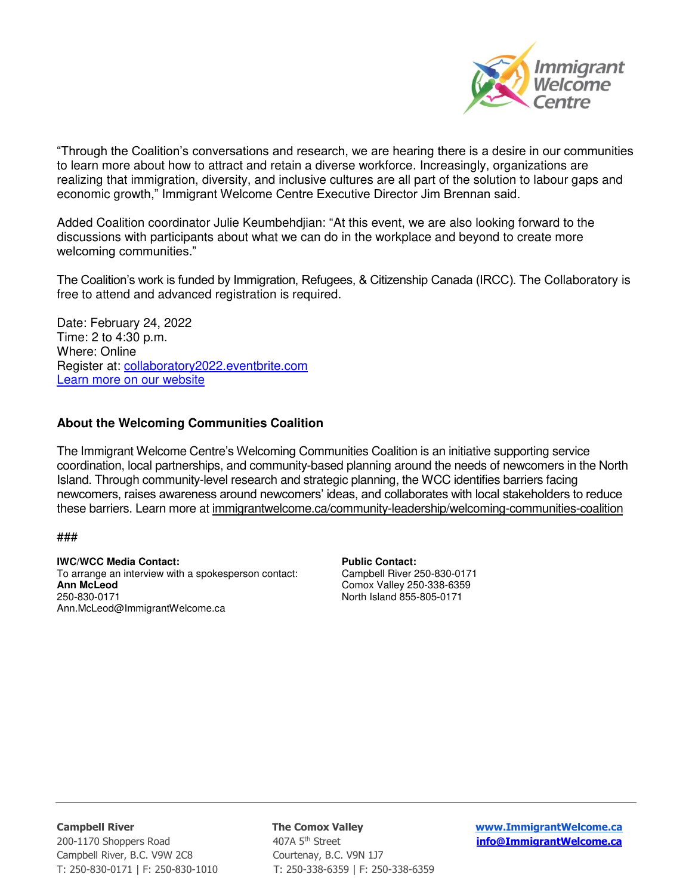"Through the Coalition's conversations and research, we are hearing there is a desire in our communities to learn more about how to attract and retain a diverse workforce. Increasingly, organizations are realizing that immigration, diversity, and inclusive cultures are all part of the solution to labour gaps and economic growth," Immigrant Welcome Centre Executive Director Jim Brennan said.

Added Coalition coordinator Julie Keumbehdjian: "At this event, we are also looking forward to the discussions with participants about what we can do in the workplace and beyond to create more welcoming communities."

The Coalition's work is funded by Immigration, Refugees, & Citizenship Canada (IRCC). The Collaboratory is free to attend and advanced registration is required.

Date: February 24, 2022
Time: 2 to 4:30 p.m.
Where: Online
Register at: collaboratory2022.eventbrite.com
Learn more on our website

### About the Welcoming Communities Coalition

The Immigrant Welcome Centre's Welcoming Communities Coalition is an initiative supporting service coordination, local partnerships, and community-based planning around the needs of newcomers in the North Island. Through community-level research and strategic planning, the WCC identifies barriers facing newcomers, raises awareness around newcomers' ideas, and collaborates with local stakeholders to reduce these barriers. Learn more at immigrantwelcome.ca/community-leadership/welcoming-communities-coalition

###

**IWC/WCC Media Contact:**
To arrange an interview with a spokesperson contact:
**Ann McLeod**
250-830-0171
Ann.McLeod@ImmigrantWelcome.ca

**Public Contact:**
Campbell River 250-830-0171
Comox Valley 250-338-6359
North Island 855-805-0171

**Campbell River**
200-1170 Shoppers Road
Campbell River, B.C. V9W 2C8
T: 250-830-0171 | F: 250-830-1010

**The Comox Valley**
407A 5th Street
Courtenay, B.C. V9N 1J7
T: 250-338-6359 | F: 250-338-6359

**www.ImmigrantWelcome.ca**
**info@ImmigrantWelcome.ca**